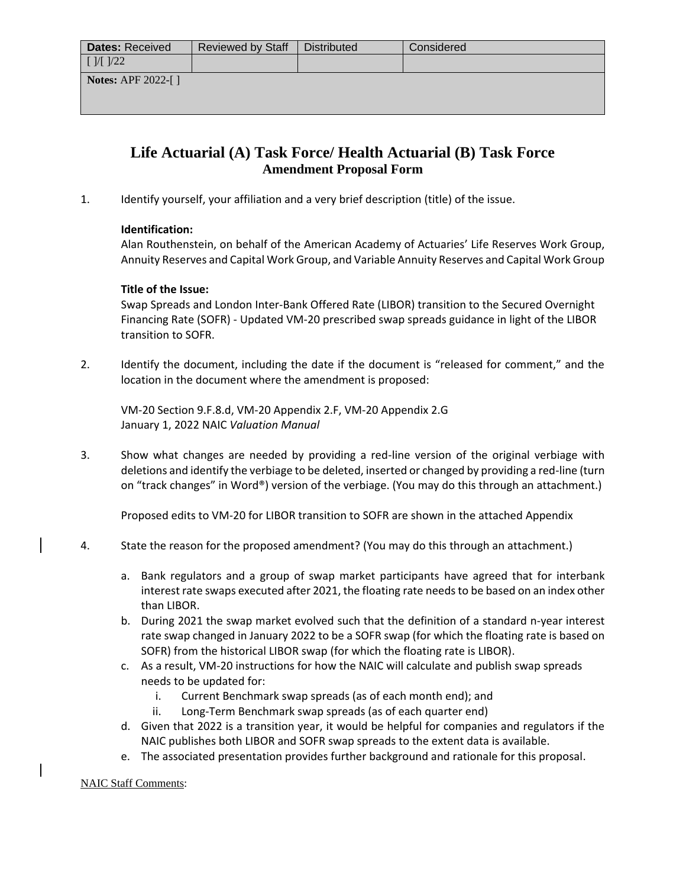| Dates: Received | Reviewed by Staff | Distributed | Considered |
|---|---|---|---|
| [ ]/[ ]/22 | | | |
| **Notes:** APF 2022-[ ] | | | |

# Life Actuarial (A) Task Force/ Health Actuarial (B) Task Force

## Amendment Proposal Form

1. Identify yourself, your affiliation and a very brief description (title) of the issue.

   **Identification:**
   Alan Routhenstein, on behalf of the American Academy of Actuaries' Life Reserves Work Group, Annuity Reserves and Capital Work Group, and Variable Annuity Reserves and Capital Work Group

   **Title of the Issue:**
   Swap Spreads and London Inter-Bank Offered Rate (LIBOR) transition to the Secured Overnight Financing Rate (SOFR) - Updated VM-20 prescribed swap spreads guidance in light of the LIBOR transition to SOFR.

2. Identify the document, including the date if the document is "released for comment," and the location in the document where the amendment is proposed:

   VM-20 Section 9.F.8.d, VM-20 Appendix 2.F, VM-20 Appendix 2.G
   January 1, 2022 NAIC *Valuation Manual*

3. Show what changes are needed by providing a red-line version of the original verbiage with deletions and identify the verbiage to be deleted, inserted or changed by providing a red-line (turn on "track changes" in Word®) version of the verbiage. (You may do this through an attachment.)

   Proposed edits to VM-20 for LIBOR transition to SOFR are shown in the attached Appendix

4. State the reason for the proposed amendment? (You may do this through an attachment.)

   a. Bank regulators and a group of swap market participants have agreed that for interbank interest rate swaps executed after 2021, the floating rate needs to be based on an index other than LIBOR.
   b. During 2021 the swap market evolved such that the definition of a standard n-year interest rate swap changed in January 2022 to be a SOFR swap (for which the floating rate is based on SOFR) from the historical LIBOR swap (for which the floating rate is LIBOR).
   c. As a result, VM-20 instructions for how the NAIC will calculate and publish swap spreads needs to be updated for:
      i. Current Benchmark swap spreads (as of each month end); and
      ii. Long-Term Benchmark swap spreads (as of each quarter end)
   d. Given that 2022 is a transition year, it would be helpful for companies and regulators if the NAIC publishes both LIBOR and SOFR swap spreads to the extent data is available.
   e. The associated presentation provides further background and rationale for this proposal.

NAIC Staff Comments: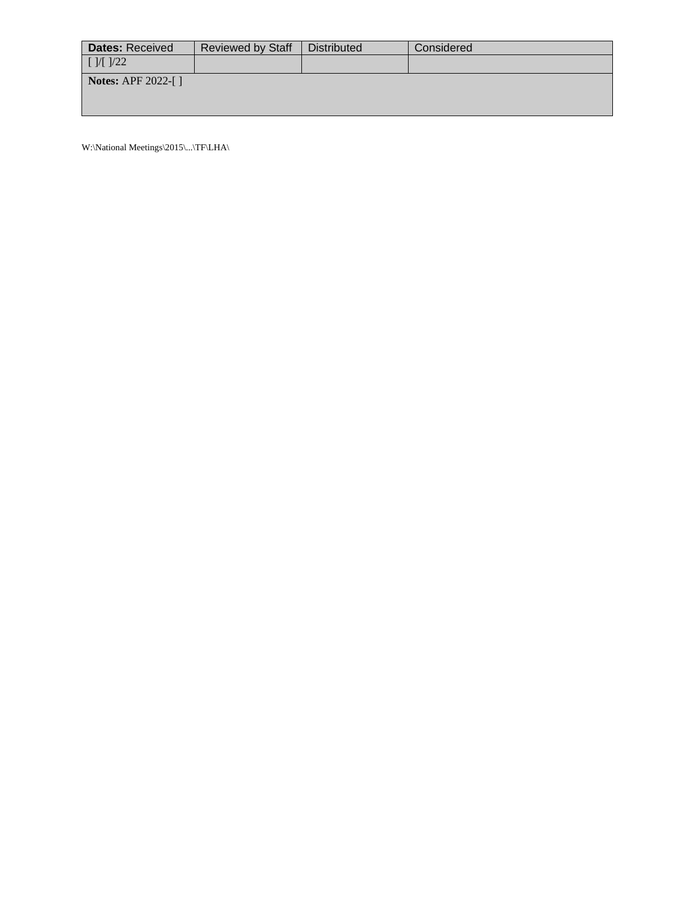| **Dates:** Received | Reviewed by Staff | Distributed | Considered |
|---|---|---|---|
| [ ]/[ ]/22 | | | |
| **Notes:** APF 2022-[ ] | | | |

W:\National Meetings\2015\...\TF\LHA\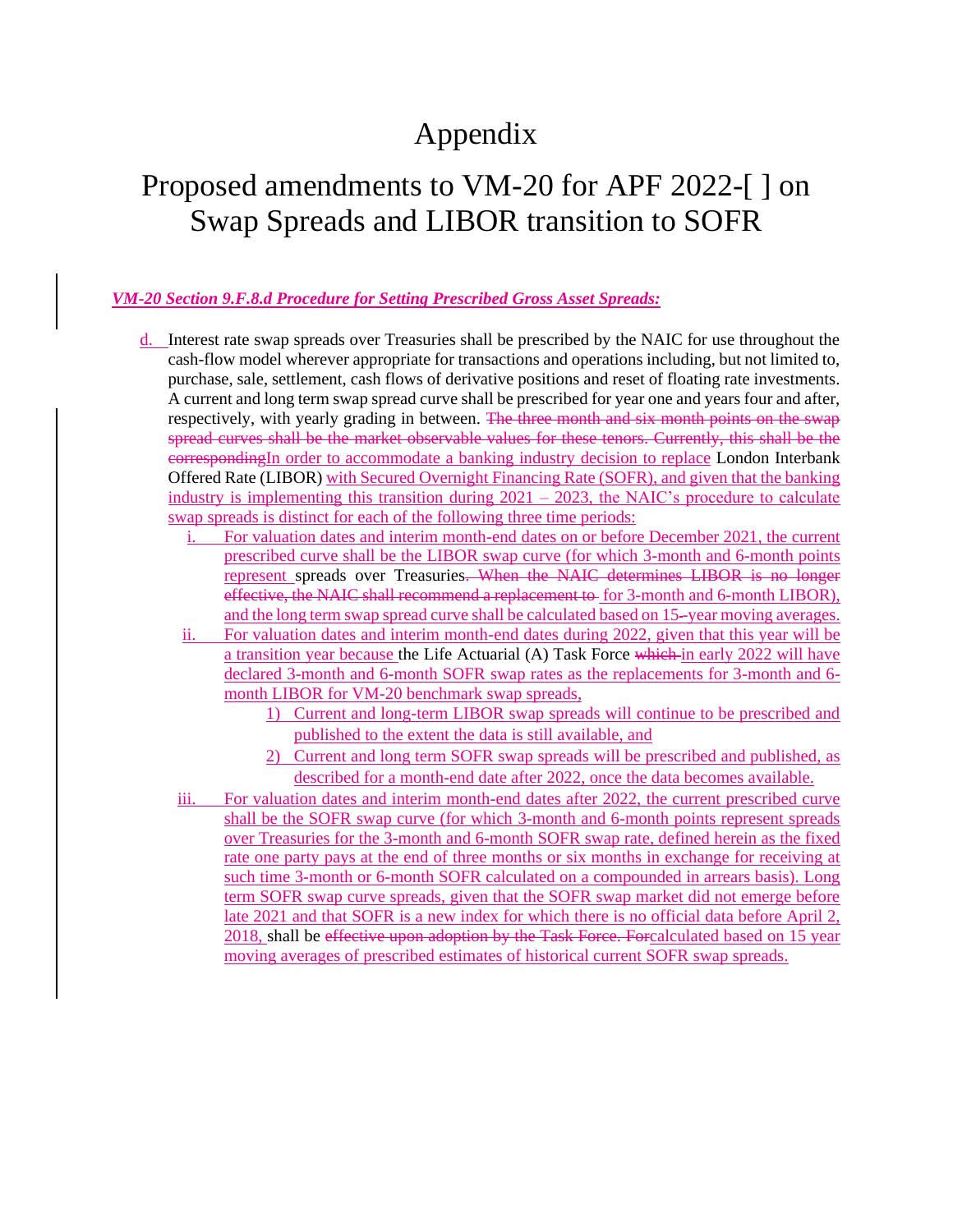# Appendix

# Proposed amendments to VM-20 for APF 2022-[ ] on Swap Spreads and LIBOR transition to SOFR

***VM-20 Section 9.F.8.d Procedure for Setting Prescribed Gross Asset Spreads:***

d. Interest rate swap spreads over Treasuries shall be prescribed by the NAIC for use throughout the cash-flow model wherever appropriate for transactions and operations including, but not limited to, purchase, sale, settlement, cash flows of derivative positions and reset of floating rate investments. A current and long term swap spread curve shall be prescribed for year one and years four and after, respectively, with yearly grading in between. ~~The three month and six month points on the swap spread curves shall be the market observable values for these tenors. Currently, this shall be the corresponding~~In order to accommodate a banking industry decision to replace London Interbank Offered Rate (LIBOR) with Secured Overnight Financing Rate (SOFR), and given that the banking industry is implementing this transition during 2021 – 2023, the NAIC's procedure to calculate swap spreads is distinct for each of the following three time periods:

   i. For valuation dates and interim month-end dates on or before December 2021, the current prescribed curve shall be the LIBOR swap curve (for which 3-month and 6-month points represent spreads over Treasuries~~. When the NAIC determines LIBOR is no longer effective, the NAIC shall recommend a replacement to~~ for 3-month and 6-month LIBOR), and the long term swap spread curve shall be calculated based on 15-~~-~~year moving averages.

   ii. For valuation dates and interim month-end dates during 2022, given that this year will be a transition year because the Life Actuarial (A) Task Force ~~which~~ in early 2022 will have declared 3-month and 6-month SOFR swap rates as the replacements for 3-month and 6-month LIBOR for VM-20 benchmark swap spreads,

      1) Current and long-term LIBOR swap spreads will continue to be prescribed and published to the extent the data is still available, and

      2) Current and long term SOFR swap spreads will be prescribed and published, as described for a month-end date after 2022, once the data becomes available.

   iii. For valuation dates and interim month-end dates after 2022, the current prescribed curve shall be the SOFR swap curve (for which 3-month and 6-month points represent spreads over Treasuries for the 3-month and 6-month SOFR swap rate, defined herein as the fixed rate one party pays at the end of three months or six months in exchange for receiving at such time 3-month or 6-month SOFR calculated on a compounded in arrears basis). Long term SOFR swap curve spreads, given that the SOFR swap market did not emerge before late 2021 and that SOFR is a new index for which there is no official data before April 2, 2018, shall be ~~effective upon adoption by the Task Force. For~~calculated based on 15 year moving averages of prescribed estimates of historical current SOFR swap spreads.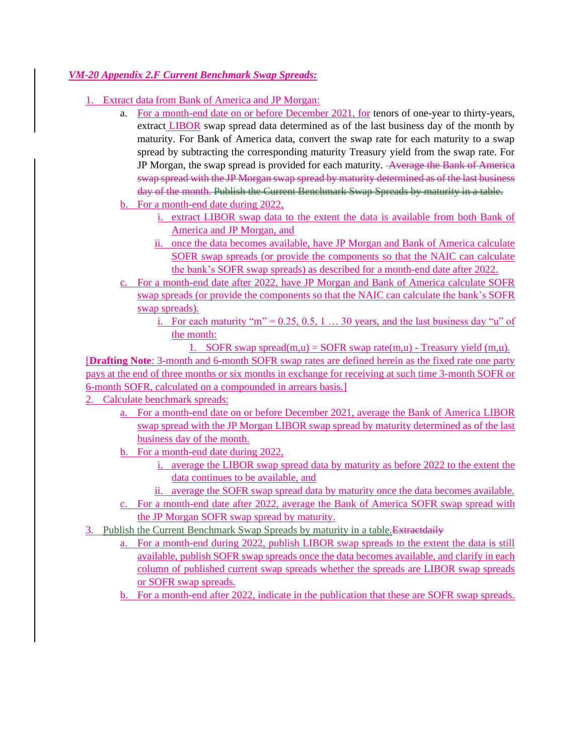*VM-20 Appendix 2.F Current Benchmark Swap Spreads:*

1. Extract data from Bank of America and JP Morgan:
   a. For a month-end date on or before December 2021, for tenors of one-year to thirty-years, extract LIBOR swap spread data determined as of the last business day of the month by maturity. For Bank of America data, convert the swap rate for each maturity to a swap spread by subtracting the corresponding maturity Treasury yield from the swap rate. For JP Morgan, the swap spread is provided for each maturity. ~~Average the Bank of America swap spread with the JP Morgan swap spread by maturity determined as of the last business day of the month.~~ ~~Publish the Current Benchmark Swap Spreads by maturity in a table.~~
   b. For a month-end date during 2022,
      i. extract LIBOR swap data to the extent the data is available from both Bank of America and JP Morgan, and
      ii. once the data becomes available, have JP Morgan and Bank of America calculate SOFR swap spreads (or provide the components so that the NAIC can calculate the bank's SOFR swap spreads) as described for a month-end date after 2022.
   c. For a month-end date after 2022, have JP Morgan and Bank of America calculate SOFR swap spreads (or provide the components so that the NAIC can calculate the bank's SOFR swap spreads).
      i. For each maturity "m" = 0.25, 0.5, 1 … 30 years, and the last business day "u" of the month:
         1. SOFR swap spread(m,u) = SOFR swap rate(m,u) - Treasury yield (m,u).

[**Drafting Note**: 3-month and 6-month SOFR swap rates are defined herein as the fixed rate one party pays at the end of three months or six months in exchange for receiving at such time 3-month SOFR or 6-month SOFR, calculated on a compounded in arrears basis.]

2. Calculate benchmark spreads:
   a. For a month-end date on or before December 2021, average the Bank of America LIBOR swap spread with the JP Morgan LIBOR swap spread by maturity determined as of the last business day of the month.
   b. For a month-end date during 2022,
      i. average the LIBOR swap spread data by maturity as before 2022 to the extent the data continues to be available, and
      ii. average the SOFR swap spread data by maturity once the data becomes available.
   c. For a month-end date after 2022, average the Bank of America SOFR swap spread with the JP Morgan SOFR swap spread by maturity.
3. Publish the Current Benchmark Swap Spreads by maturity in a table.~~Extractdaily~~
   a. For a month-end during 2022, publish LIBOR swap spreads to the extent the data is still available, publish SOFR swap spreads once the data becomes available, and clarify in each column of published current swap spreads whether the spreads are LIBOR swap spreads or SOFR swap spreads.
   b. For a month-end after 2022, indicate in the publication that these are SOFR swap spreads.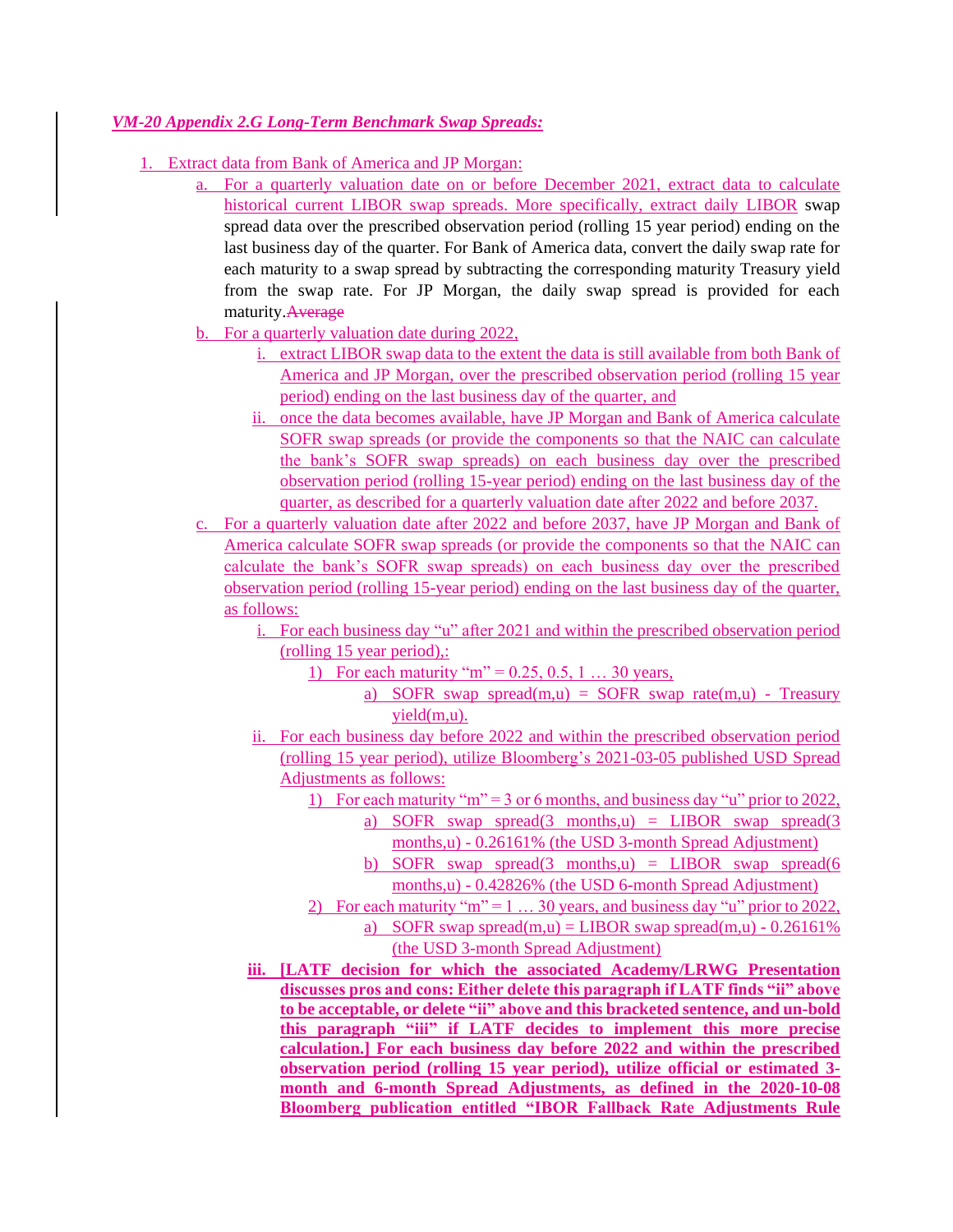*VM-20 Appendix 2.G Long-Term Benchmark Swap Spreads:*

1. Extract data from Bank of America and JP Morgan:
   a. For a quarterly valuation date on or before December 2021, extract data to calculate historical current LIBOR swap spreads. More specifically, extract daily LIBOR swap spread data over the prescribed observation period (rolling 15 year period) ending on the last business day of the quarter. For Bank of America data, convert the daily swap rate for each maturity to a swap spread by subtracting the corresponding maturity Treasury yield from the swap rate. For JP Morgan, the daily swap spread is provided for each maturity.~~Average~~
   b. For a quarterly valuation date during 2022,
      i. extract LIBOR swap data to the extent the data is still available from both Bank of America and JP Morgan, over the prescribed observation period (rolling 15 year period) ending on the last business day of the quarter, and
      ii. once the data becomes available, have JP Morgan and Bank of America calculate SOFR swap spreads (or provide the components so that the NAIC can calculate the bank's SOFR swap spreads) on each business day over the prescribed observation period (rolling 15-year period) ending on the last business day of the quarter, as described for a quarterly valuation date after 2022 and before 2037.
   c. For a quarterly valuation date after 2022 and before 2037, have JP Morgan and Bank of America calculate SOFR swap spreads (or provide the components so that the NAIC can calculate the bank's SOFR swap spreads) on each business day over the prescribed observation period (rolling 15-year period) ending on the last business day of the quarter, as follows:
      i. For each business day "u" after 2021 and within the prescribed observation period (rolling 15 year period),:
         1) For each maturity "m" = 0.25, 0.5, 1 … 30 years,
            a) SOFR swap spread(m,u) = SOFR swap rate(m,u) - Treasury yield(m,u).
      ii. For each business day before 2022 and within the prescribed observation period (rolling 15 year period), utilize Bloomberg's 2021-03-05 published USD Spread Adjustments as follows:
         1) For each maturity "m" = 3 or 6 months, and business day "u" prior to 2022,
            a) SOFR swap spread(3 months,u) = LIBOR swap spread(3 months,u) - 0.26161% (the USD 3-month Spread Adjustment)
            b) SOFR swap spread(3 months,u) = LIBOR swap spread(6 months,u) - 0.42826% (the USD 6-month Spread Adjustment)
         2) For each maturity "m" = 1 … 30 years, and business day "u" prior to 2022,
            a) SOFR swap spread(m,u) = LIBOR swap spread(m,u) - 0.26161% (the USD 3-month Spread Adjustment)
      **iii. [LATF decision for which the associated Academy/LRWG Presentation discusses pros and cons: Either delete this paragraph if LATF finds "ii" above to be acceptable, or delete "ii" above and this bracketed sentence, and un-bold this paragraph "iii" if LATF decides to implement this more precise calculation.] For each business day before 2022 and within the prescribed observation period (rolling 15 year period), utilize official or estimated 3-month and 6-month Spread Adjustments, as defined in the 2020-10-08 Bloomberg publication entitled "IBOR Fallback Rate Adjustments Rule**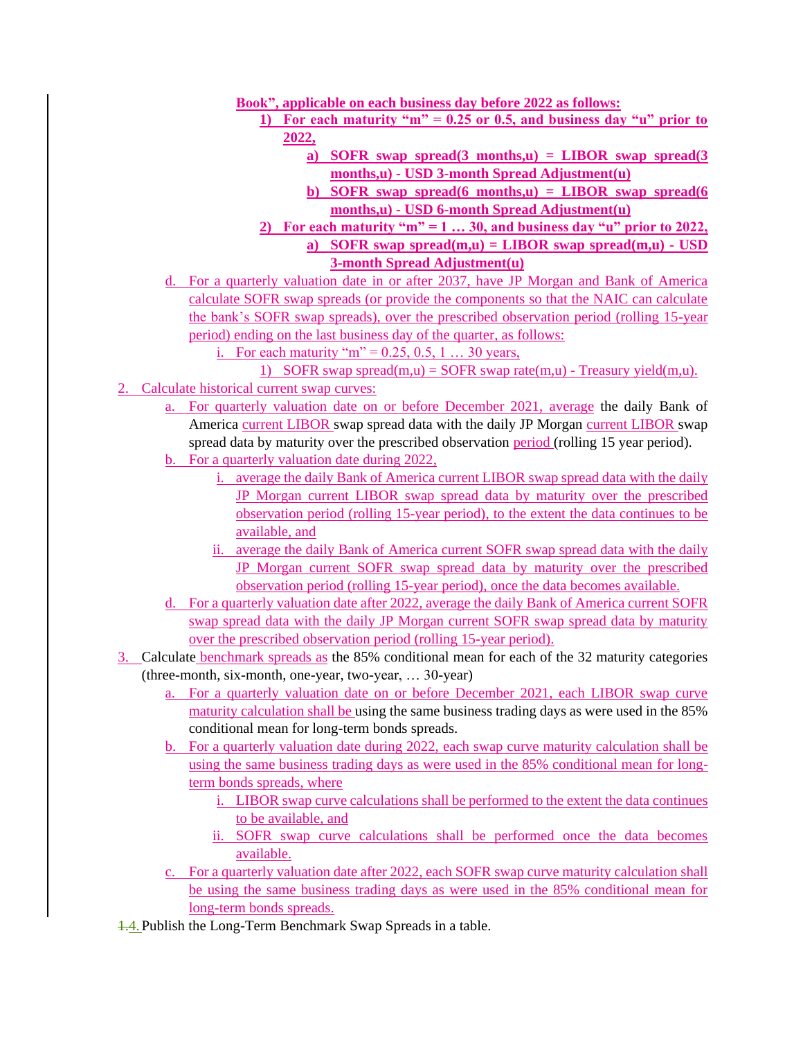**Book", applicable on each business day before 2022 as follows:**

1) **For each maturity "m" = 0.25 or 0.5, and business day "u" prior to 2022,**
    a) **SOFR swap spread(3 months,u) = LIBOR swap spread(3 months,u) - USD 3-month Spread Adjustment(u)**
    b) **SOFR swap spread(6 months,u) = LIBOR swap spread(6 months,u) - USD 6-month Spread Adjustment(u)**
2) **For each maturity "m" = 1 … 30, and business day "u" prior to 2022,**
    a) **SOFR swap spread(m,u) = LIBOR swap spread(m,u) - USD 3-month Spread Adjustment(u)**

d. For a quarterly valuation date in or after 2037, have JP Morgan and Bank of America calculate SOFR swap spreads (or provide the components so that the NAIC can calculate the bank's SOFR swap spreads), over the prescribed observation period (rolling 15-year period) ending on the last business day of the quarter, as follows:
    i. For each maturity "m" = 0.25, 0.5, 1 … 30 years,
        1) SOFR swap spread(m,u) = SOFR swap rate(m,u) - Treasury yield(m,u).

2. Calculate historical current swap curves:
    a. For quarterly valuation date on or before December 2021, average the daily Bank of America current LIBOR swap spread data with the daily JP Morgan current LIBOR swap spread data by maturity over the prescribed observation period (rolling 15 year period).
    b. For a quarterly valuation date during 2022,
        i. average the daily Bank of America current LIBOR swap spread data with the daily JP Morgan current LIBOR swap spread data by maturity over the prescribed observation period (rolling 15-year period), to the extent the data continues to be available, and
        ii. average the daily Bank of America current SOFR swap spread data with the daily JP Morgan current SOFR swap spread data by maturity over the prescribed observation period (rolling 15-year period), once the data becomes available.
    d. For a quarterly valuation date after 2022, average the daily Bank of America current SOFR swap spread data with the daily JP Morgan current SOFR swap spread data by maturity over the prescribed observation period (rolling 15-year period).

3. Calculate benchmark spreads as the 85% conditional mean for each of the 32 maturity categories (three-month, six-month, one-year, two-year, … 30-year)
    a. For a quarterly valuation date on or before December 2021, each LIBOR swap curve maturity calculation shall be using the same business trading days as were used in the 85% conditional mean for long-term bonds spreads.
    b. For a quarterly valuation date during 2022, each swap curve maturity calculation shall be using the same business trading days as were used in the 85% conditional mean for long-term bonds spreads, where
        i. LIBOR swap curve calculations shall be performed to the extent the data continues to be available, and
        ii. SOFR swap curve calculations shall be performed once the data becomes available.
    c. For a quarterly valuation date after 2022, each SOFR swap curve maturity calculation shall be using the same business trading days as were used in the 85% conditional mean for long-term bonds spreads.

~~1.~~4. Publish the Long-Term Benchmark Swap Spreads in a table.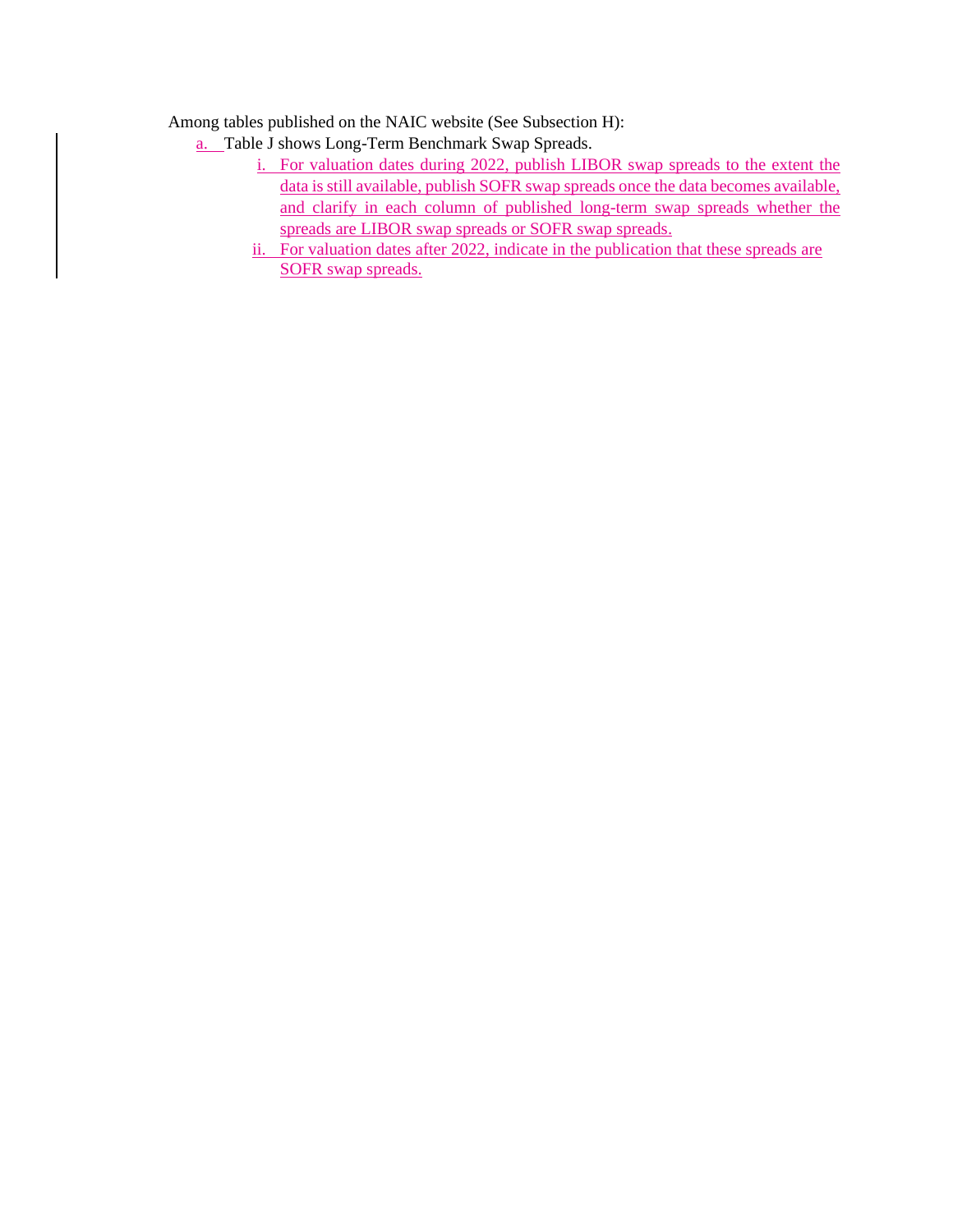Among tables published on the NAIC website (See Subsection H):

a. Table J shows Long-Term Benchmark Swap Spreads.

   i. For valuation dates during 2022, publish LIBOR swap spreads to the extent the data is still available, publish SOFR swap spreads once the data becomes available, and clarify in each column of published long-term swap spreads whether the spreads are LIBOR swap spreads or SOFR swap spreads.

   ii. For valuation dates after 2022, indicate in the publication that these spreads are SOFR swap spreads.